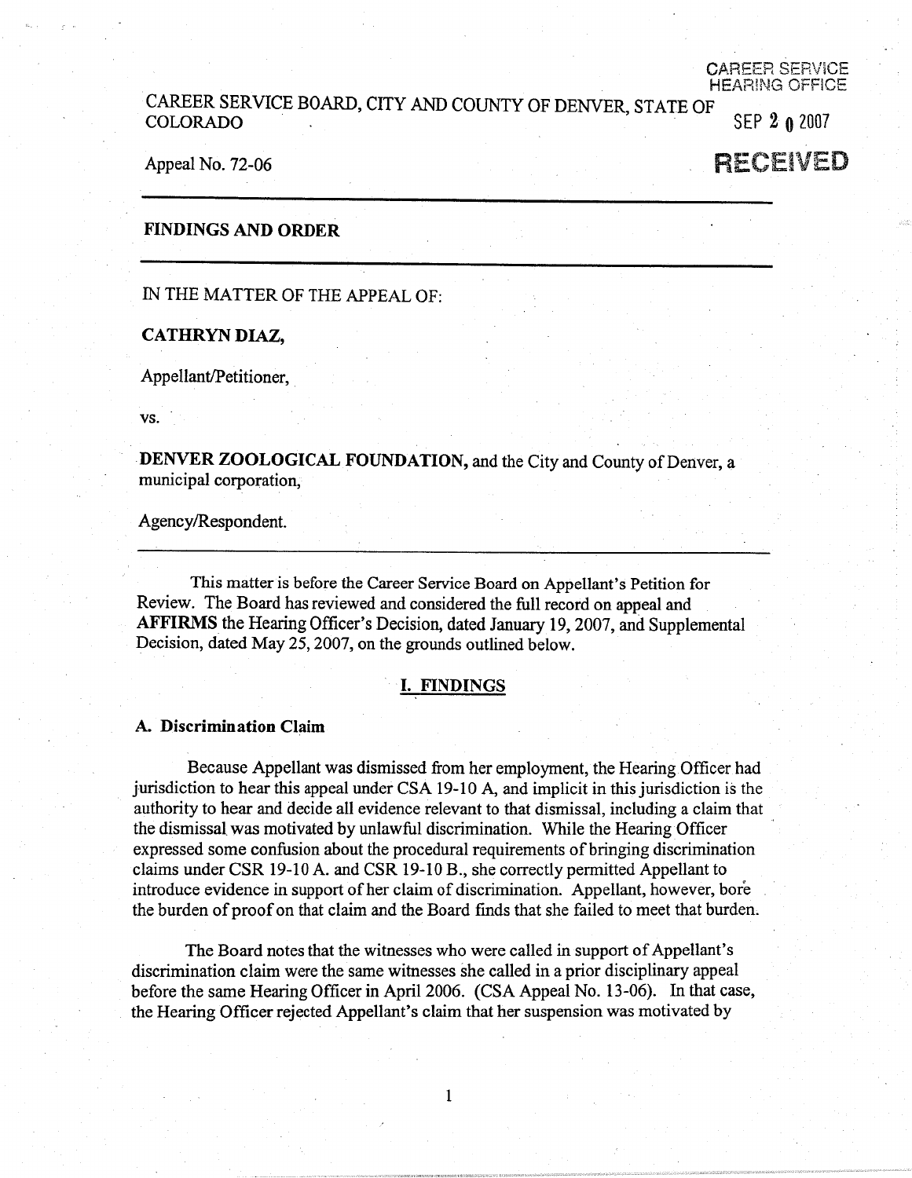CAREER SERVICE HEARING OFFICE

SEP 2 0 2007

**RECEIVED**

CAREER SERVICE BOARD, CITY AND COUNTY OF DENVER, STATE OF COLORADO

Appeal No. 72-06

---

**FINDINGS AND ORDER**

---

IN THE MATTER OF THE APPEAL OF:

**CATHRYN DIAZ,**

Appellant/Petitioner,

vs.

**DENVER ZOOLOGICAL FOUNDATION,** and the City and County of Denver, a municipal corporation,

Agency/Respondent.

---

This matter is before the Career Service Board on Appellant's Petition for Review. The Board has reviewed and considered the full record on appeal and **AFFIRMS** the Hearing Officer's Decision, dated January 19, 2007, and Supplemental Decision, dated May 25, 2007, on the grounds outlined below.

## I. FINDINGS

### A. Discrimination Claim

Because Appellant was dismissed from her employment, the Hearing Officer had jurisdiction to hear this appeal under CSA 19-10 A, and implicit in this jurisdiction is the authority to hear and decide all evidence relevant to that dismissal, including a claim that the dismissal was motivated by unlawful discrimination. While the Hearing Officer expressed some confusion about the procedural requirements of bringing discrimination claims under CSR 19-10 A. and CSR 19-10 B., she correctly permitted Appellant to introduce evidence in support of her claim of discrimination. Appellant, however, bore the burden of proof on that claim and the Board finds that she failed to meet that burden.

The Board notes that the witnesses who were called in support of Appellant's discrimination claim were the same witnesses she called in a prior disciplinary appeal before the same Hearing Officer in April 2006. (CSA Appeal No. 13-06). In that case, the Hearing Officer rejected Appellant's claim that her suspension was motivated by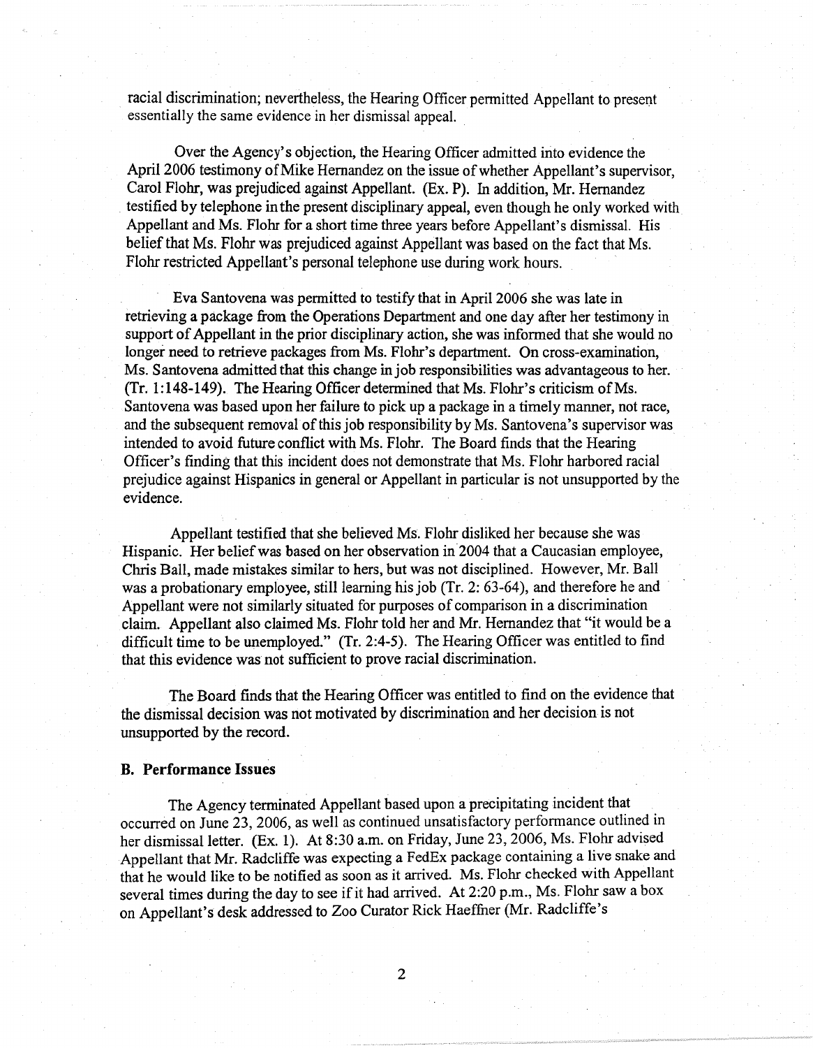racial discrimination; nevertheless, the Hearing Officer permitted Appellant to present essentially the same evidence in her dismissal appeal.

Over the Agency's objection, the Hearing Officer admitted into evidence the April 2006 testimony of Mike Hernandez on the issue of whether Appellant's supervisor, Carol Flohr, was prejudiced against Appellant. (Ex. P). In addition, Mr. Hernandez testified by telephone in the present disciplinary appeal, even though he only worked with Appellant and Ms. Flohr for a short time three years before Appellant's dismissal. His belief that Ms. Flohr was prejudiced against Appellant was based on the fact that Ms. Flohr restricted Appellant's personal telephone use during work hours.

Eva Santovena was permitted to testify that in April 2006 she was late in retrieving a package from the Operations Department and one day after her testimony in support of Appellant in the prior disciplinary action, she was informed that she would no longer need to retrieve packages from Ms. Flohr's department. On cross-examination, Ms. Santovena admitted that this change in job responsibilities was advantageous to her. (Tr. 1:148-149). The Hearing Officer determined that Ms. Flohr's criticism of Ms. Santovena was based upon her failure to pick up a package in a timely manner, not race, and the subsequent removal of this job responsibility by Ms. Santovena's supervisor was intended to avoid future conflict with Ms. Flohr. The Board finds that the Hearing Officer's finding that this incident does not demonstrate that Ms. Flohr harbored racial prejudice against Hispanics in general or Appellant in particular is not unsupported by the evidence.

Appellant testified that she believed Ms. Flohr disliked her because she was Hispanic. Her belief was based on her observation in 2004 that a Caucasian employee, Chris Ball, made mistakes similar to hers, but was not disciplined. However, Mr. Ball was a probationary employee, still learning his job (Tr. 2: 63-64), and therefore he and Appellant were not similarly situated for purposes of comparison in a discrimination claim. Appellant also claimed Ms. Flohr told her and Mr. Hernandez that "it would be a difficult time to be unemployed." (Tr. 2:4-5). The Hearing Officer was entitled to find that this evidence was not sufficient to prove racial discrimination.

The Board finds that the Hearing Officer was entitled to find on the evidence that the dismissal decision was not motivated by discrimination and her decision is not unsupported by the record.

### B. Performance Issues

The Agency terminated Appellant based upon a precipitating incident that occurred on June 23, 2006, as well as continued unsatisfactory performance outlined in her dismissal letter. (Ex. 1). At 8:30 a.m. on Friday, June 23, 2006, Ms. Flohr advised Appellant that Mr. Radcliffe was expecting a FedEx package containing a live snake and that he would like to be notified as soon as it arrived. Ms. Flohr checked with Appellant several times during the day to see if it had arrived. At 2:20 p.m., Ms. Flohr saw a box on Appellant's desk addressed to Zoo Curator Rick Haeffner (Mr. Radcliffe's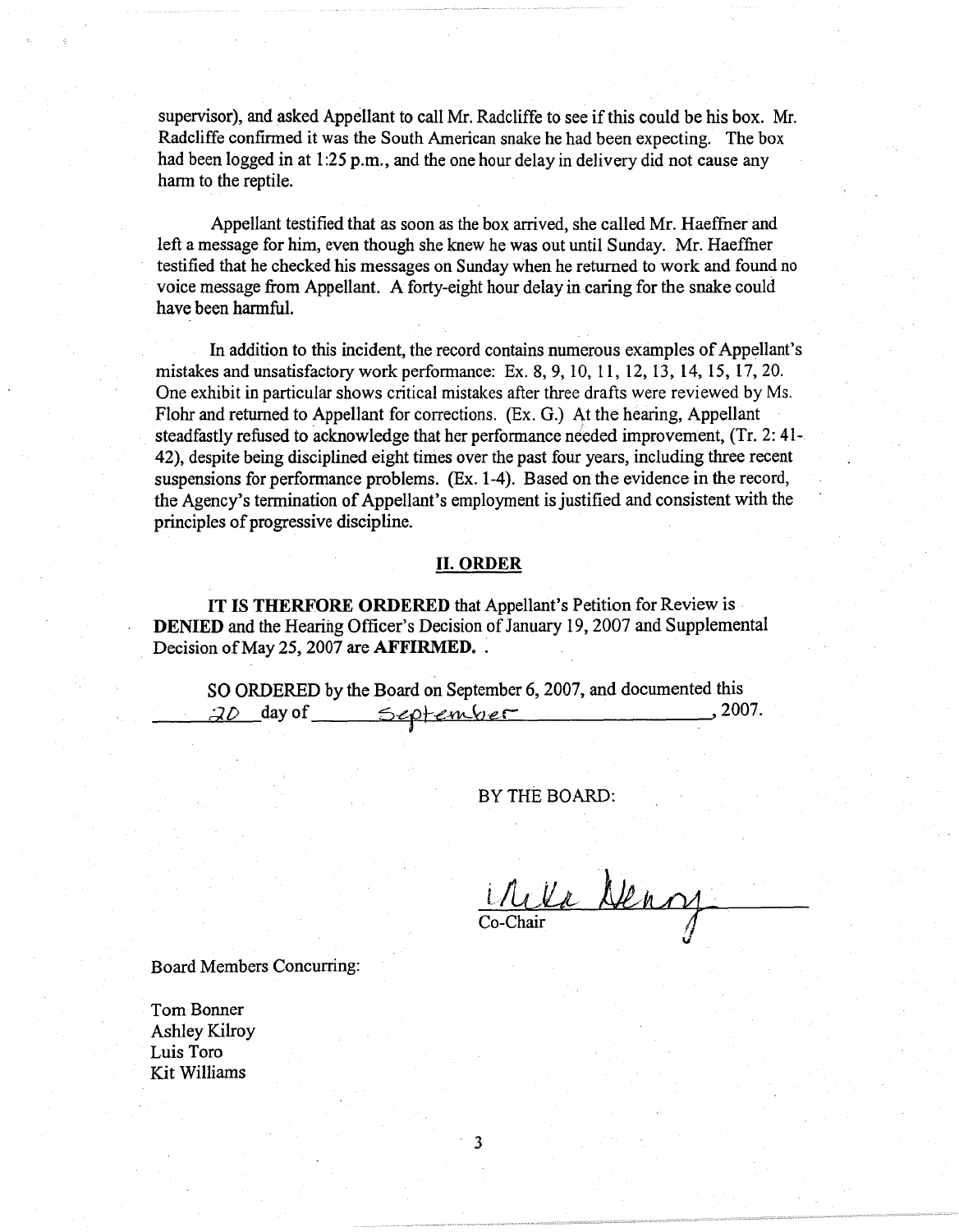supervisor), and asked Appellant to call Mr. Radcliffe to see if this could be his box. Mr. Radcliffe confirmed it was the South American snake he had been expecting. The box had been logged in at 1:25 p.m., and the one hour delay in delivery did not cause any harm to the reptile.

Appellant testified that as soon as the box arrived, she called Mr. Haeffner and left a message for him, even though she knew he was out until Sunday. Mr. Haeffner testified that he checked his messages on Sunday when he returned to work and found no voice message from Appellant. A forty-eight hour delay in caring for the snake could have been harmful.

In addition to this incident, the record contains numerous examples of Appellant's mistakes and unsatisfactory work performance: Ex. 8, 9, 10, 11, 12, 13, 14, 15, 17, 20. One exhibit in particular shows critical mistakes after three drafts were reviewed by Ms. Flohr and returned to Appellant for corrections. (Ex. G.) At the hearing, Appellant steadfastly refused to acknowledge that her performance needed improvement, (Tr. 2: 41-42), despite being disciplined eight times over the past four years, including three recent suspensions for performance problems. (Ex. 1-4). Based on the evidence in the record, the Agency's termination of Appellant's employment is justified and consistent with the principles of progressive discipline.

## II. ORDER

**IT IS THERFORE ORDERED** that Appellant's Petition for Review is **DENIED** and the Hearing Officer's Decision of January 19, 2007 and Supplemental Decision of May 25, 2007 are **AFFIRMED.** .

SO ORDERED by the Board on September 6, 2007, and documented this 20 day of September, 2007.

BY THE BOARD:

Co-Chair

Board Members Concurring:

Tom Bonner
Ashley Kilroy
Luis Toro
Kit Williams